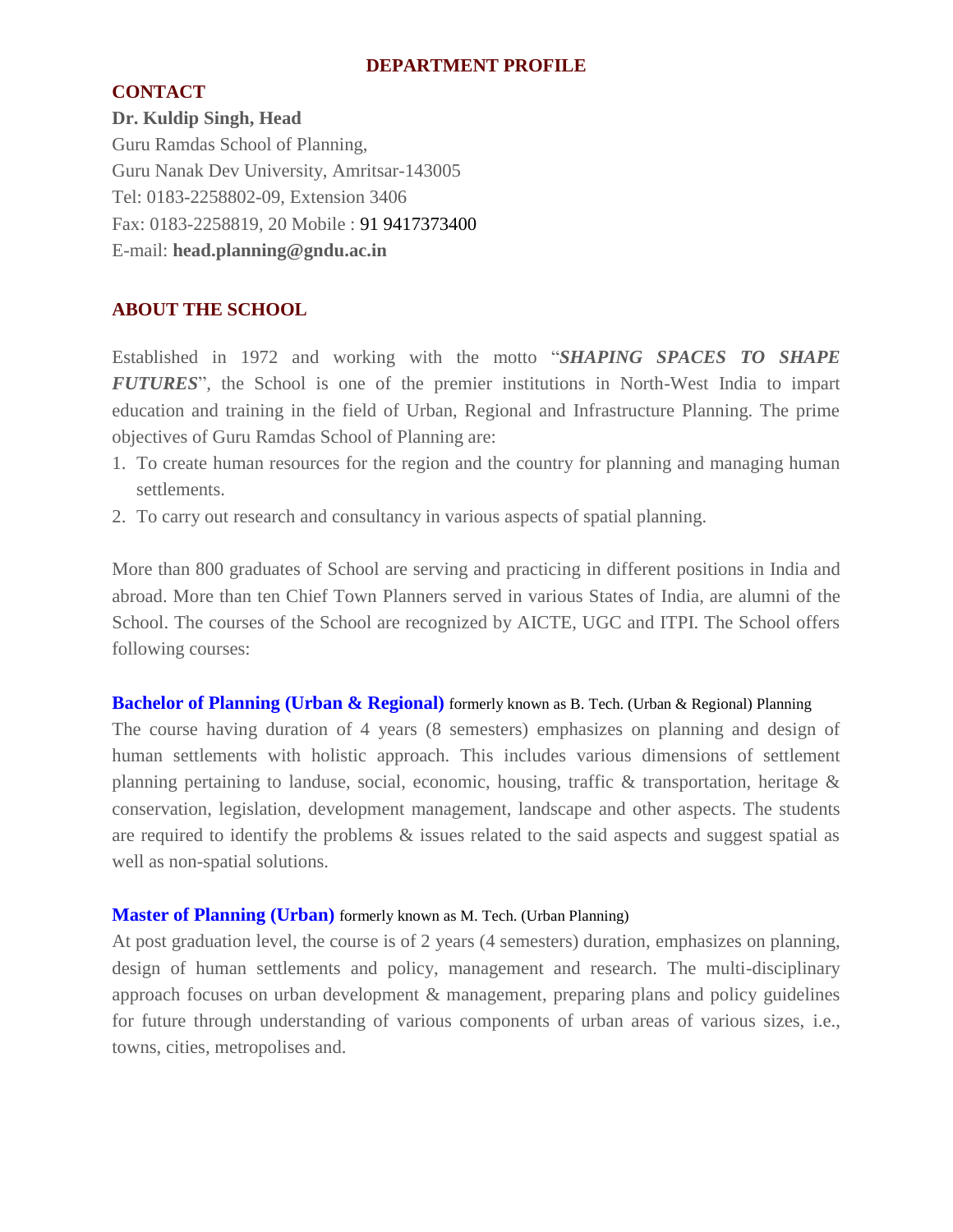# DEPARTMENT PROFILE

## CONTACT

**Dr. Kuldip Singh, Head**
Guru Ramdas School of Planning,
Guru Nanak Dev University, Amritsar-143005
Tel: 0183-2258802-09, Extension 3406
Fax: 0183-2258819, 20 Mobile : 91 9417373400
E-mail: **head.planning@gndu.ac.in**

## ABOUT THE SCHOOL

Established in 1972 and working with the motto "***SHAPING SPACES TO SHAPE FUTURES***", the School is one of the premier institutions in North-West India to impart education and training in the field of Urban, Regional and Infrastructure Planning. The prime objectives of Guru Ramdas School of Planning are:

1. To create human resources for the region and the country for planning and managing human settlements.
2. To carry out research and consultancy in various aspects of spatial planning.

More than 800 graduates of School are serving and practicing in different positions in India and abroad. More than ten Chief Town Planners served in various States of India, are alumni of the School. The courses of the School are recognized by AICTE, UGC and ITPI. The School offers following courses:

**Bachelor of Planning (Urban & Regional)** formerly known as B. Tech. (Urban & Regional) Planning

The course having duration of 4 years (8 semesters) emphasizes on planning and design of human settlements with holistic approach. This includes various dimensions of settlement planning pertaining to landuse, social, economic, housing, traffic & transportation, heritage & conservation, legislation, development management, landscape and other aspects. The students are required to identify the problems & issues related to the said aspects and suggest spatial as well as non-spatial solutions.

**Master of Planning (Urban)** formerly known as M. Tech. (Urban Planning)

At post graduation level, the course is of 2 years (4 semesters) duration, emphasizes on planning, design of human settlements and policy, management and research. The multi-disciplinary approach focuses on urban development & management, preparing plans and policy guidelines for future through understanding of various components of urban areas of various sizes, i.e., towns, cities, metropolises and.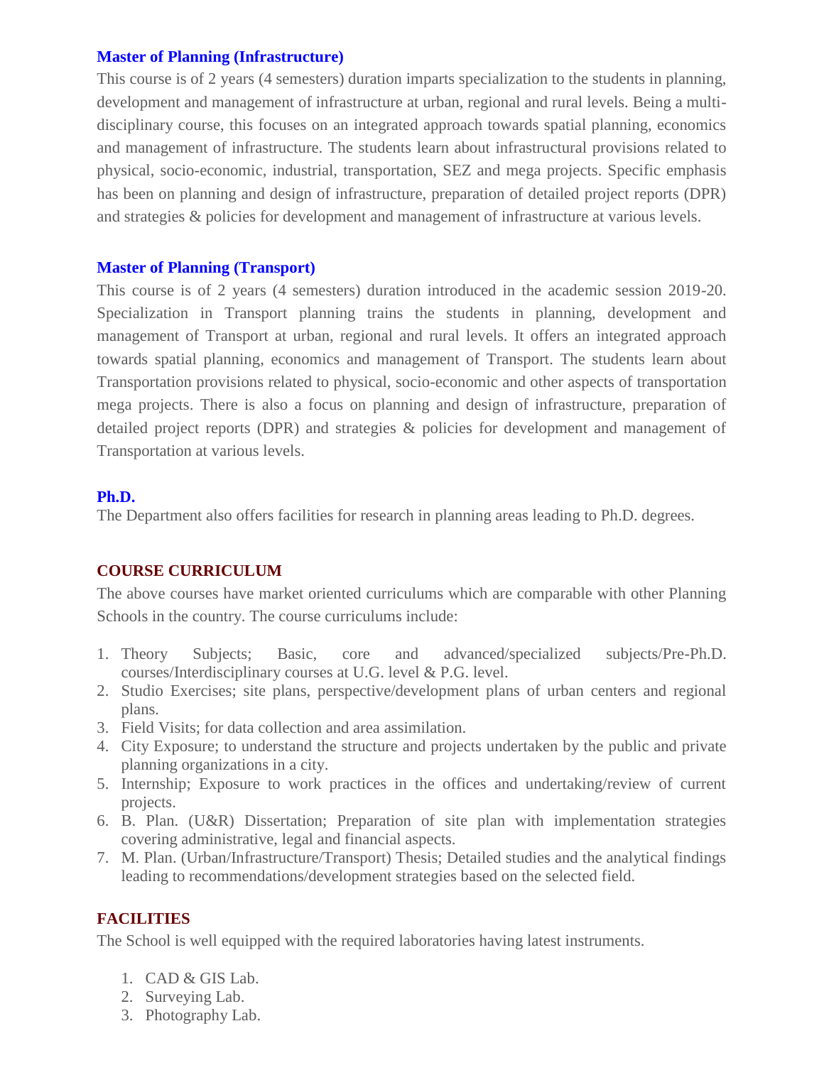### Master of Planning (Infrastructure)

This course is of 2 years (4 semesters) duration imparts specialization to the students in planning, development and management of infrastructure at urban, regional and rural levels. Being a multi-disciplinary course, this focuses on an integrated approach towards spatial planning, economics and management of infrastructure. The students learn about infrastructural provisions related to physical, socio-economic, industrial, transportation, SEZ and mega projects. Specific emphasis has been on planning and design of infrastructure, preparation of detailed project reports (DPR) and strategies & policies for development and management of infrastructure at various levels.

### Master of Planning (Transport)

This course is of 2 years (4 semesters) duration introduced in the academic session 2019-20. Specialization in Transport planning trains the students in planning, development and management of Transport at urban, regional and rural levels. It offers an integrated approach towards spatial planning, economics and management of Transport. The students learn about Transportation provisions related to physical, socio-economic and other aspects of transportation mega projects. There is also a focus on planning and design of infrastructure, preparation of detailed project reports (DPR) and strategies & policies for development and management of Transportation at various levels.

### Ph.D.

The Department also offers facilities for research in planning areas leading to Ph.D. degrees.

## COURSE CURRICULUM

The above courses have market oriented curriculums which are comparable with other Planning Schools in the country. The course curriculums include:

1. Theory Subjects; Basic, core and advanced/specialized subjects/Pre-Ph.D. courses/Interdisciplinary courses at U.G. level & P.G. level.
2. Studio Exercises; site plans, perspective/development plans of urban centers and regional plans.
3. Field Visits; for data collection and area assimilation.
4. City Exposure; to understand the structure and projects undertaken by the public and private planning organizations in a city.
5. Internship; Exposure to work practices in the offices and undertaking/review of current projects.
6. B. Plan. (U&R) Dissertation; Preparation of site plan with implementation strategies covering administrative, legal and financial aspects.
7. M. Plan. (Urban/Infrastructure/Transport) Thesis; Detailed studies and the analytical findings leading to recommendations/development strategies based on the selected field.

## FACILITIES

The School is well equipped with the required laboratories having latest instruments.

1. CAD & GIS Lab.
2. Surveying Lab.
3. Photography Lab.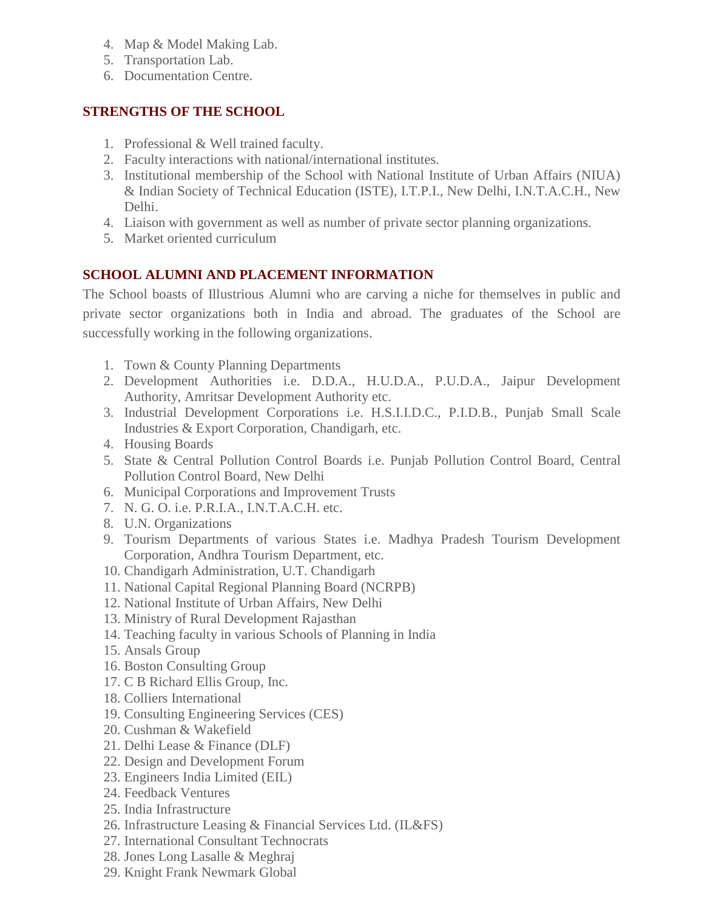4. Map & Model Making Lab.
5. Transportation Lab.
6. Documentation Centre.

## STRENGTHS OF THE SCHOOL

1. Professional & Well trained faculty.
2. Faculty interactions with national/international institutes.
3. Institutional membership of the School with National Institute of Urban Affairs (NIUA) & Indian Society of Technical Education (ISTE), I.T.P.I., New Delhi, I.N.T.A.C.H., New Delhi.
4. Liaison with government as well as number of private sector planning organizations.
5. Market oriented curriculum

## SCHOOL ALUMNI AND PLACEMENT INFORMATION

The School boasts of Illustrious Alumni who are carving a niche for themselves in public and private sector organizations both in India and abroad. The graduates of the School are successfully working in the following organizations.

1. Town & County Planning Departments
2. Development Authorities i.e. D.D.A., H.U.D.A., P.U.D.A., Jaipur Development Authority, Amritsar Development Authority etc.
3. Industrial Development Corporations i.e. H.S.I.I.D.C., P.I.D.B., Punjab Small Scale Industries & Export Corporation, Chandigarh, etc.
4. Housing Boards
5. State & Central Pollution Control Boards i.e. Punjab Pollution Control Board, Central Pollution Control Board, New Delhi
6. Municipal Corporations and Improvement Trusts
7. N. G. O. i.e. P.R.I.A., I.N.T.A.C.H. etc.
8. U.N. Organizations
9. Tourism Departments of various States i.e. Madhya Pradesh Tourism Development Corporation, Andhra Tourism Department, etc.
10. Chandigarh Administration, U.T. Chandigarh
11. National Capital Regional Planning Board (NCRPB)
12. National Institute of Urban Affairs, New Delhi
13. Ministry of Rural Development Rajasthan
14. Teaching faculty in various Schools of Planning in India
15. Ansals Group
16. Boston Consulting Group
17. C B Richard Ellis Group, Inc.
18. Colliers International
19. Consulting Engineering Services (CES)
20. Cushman & Wakefield
21. Delhi Lease & Finance (DLF)
22. Design and Development Forum
23. Engineers India Limited (EIL)
24. Feedback Ventures
25. India Infrastructure
26. Infrastructure Leasing & Financial Services Ltd. (IL&FS)
27. International Consultant Technocrats
28. Jones Long Lasalle & Meghraj
29. Knight Frank Newmark Global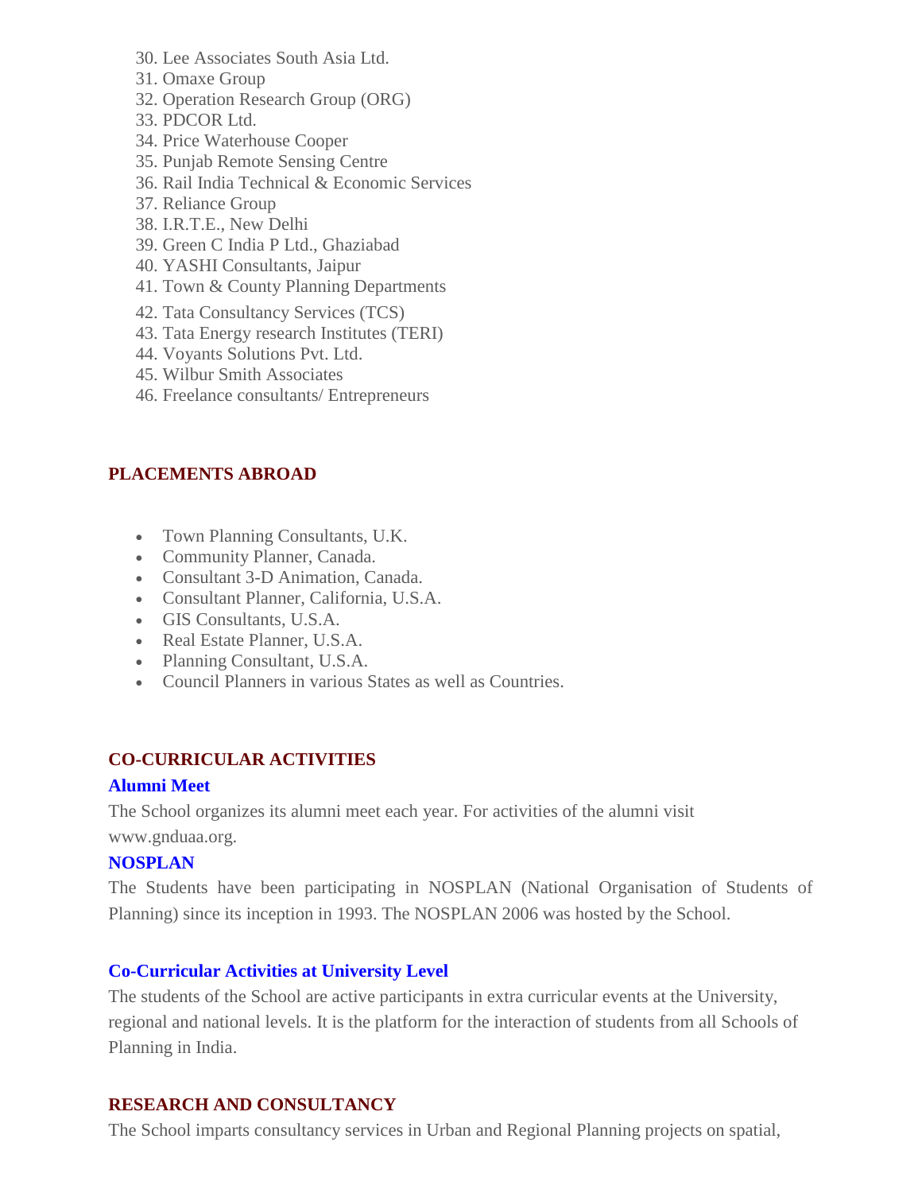30. Lee Associates South Asia Ltd.
31. Omaxe Group
32. Operation Research Group (ORG)
33. PDCOR Ltd.
34. Price Waterhouse Cooper
35. Punjab Remote Sensing Centre
36. Rail India Technical & Economic Services
37. Reliance Group
38. I.R.T.E., New Delhi
39. Green C India P Ltd., Ghaziabad
40. YASHI Consultants, Jaipur
41. Town & County Planning Departments
42. Tata Consultancy Services (TCS)
43. Tata Energy research Institutes (TERI)
44. Voyants Solutions Pvt. Ltd.
45. Wilbur Smith Associates
46. Freelance consultants/ Entrepreneurs

## PLACEMENTS ABROAD

- Town Planning Consultants, U.K.
- Community Planner, Canada.
- Consultant 3-D Animation, Canada.
- Consultant Planner, California, U.S.A.
- GIS Consultants, U.S.A.
- Real Estate Planner, U.S.A.
- Planning Consultant, U.S.A.
- Council Planners in various States as well as Countries.

## CO-CURRICULAR ACTIVITIES

### Alumni Meet

The School organizes its alumni meet each year. For activities of the alumni visit www.gnduaa.org.

### NOSPLAN

The Students have been participating in NOSPLAN (National Organisation of Students of Planning) since its inception in 1993. The NOSPLAN 2006 was hosted by the School.

### Co-Curricular Activities at University Level

The students of the School are active participants in extra curricular events at the University, regional and national levels. It is the platform for the interaction of students from all Schools of Planning in India.

## RESEARCH AND CONSULTANCY

The School imparts consultancy services in Urban and Regional Planning projects on spatial,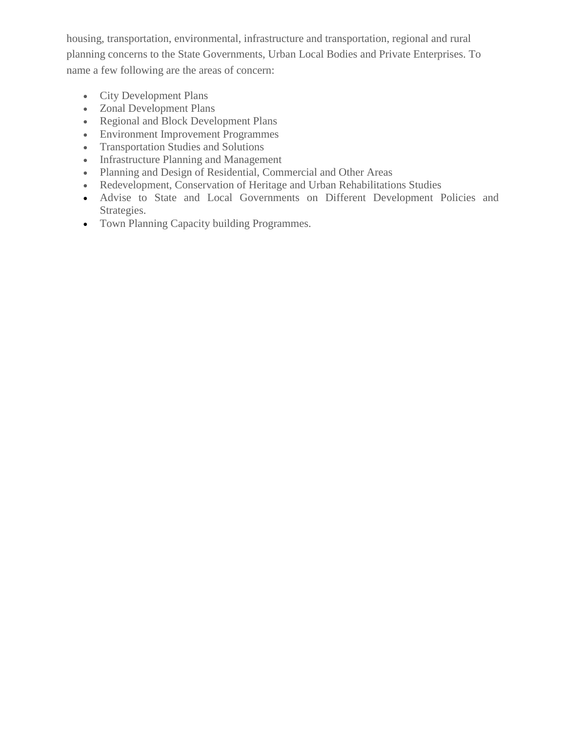housing, transportation, environmental, infrastructure and transportation, regional and rural planning concerns to the State Governments, Urban Local Bodies and Private Enterprises. To name a few following are the areas of concern:

- City Development Plans
- Zonal Development Plans
- Regional and Block Development Plans
- Environment Improvement Programmes
- Transportation Studies and Solutions
- Infrastructure Planning and Management
- Planning and Design of Residential, Commercial and Other Areas
- Redevelopment, Conservation of Heritage and Urban Rehabilitations Studies
- Advise to State and Local Governments on Different Development Policies and Strategies.
- Town Planning Capacity building Programmes.